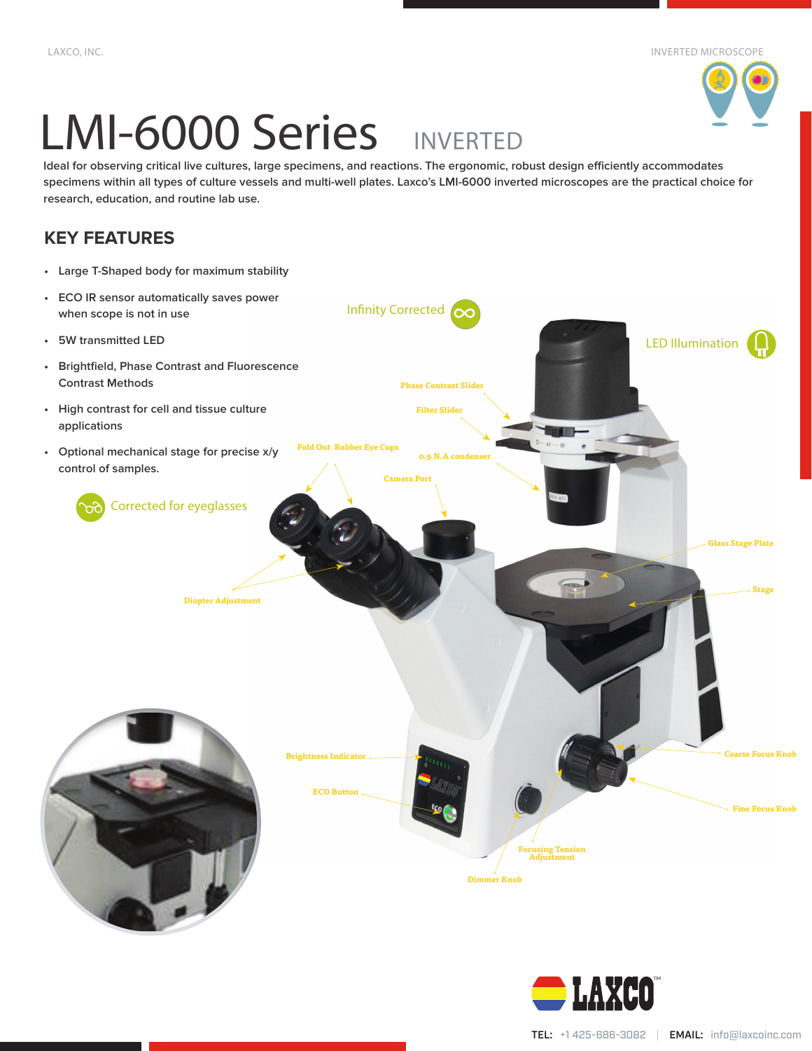# LMI-6000 Series INVERTED

Ideal for observing critical live cultures, large specimens, and reactions. The ergonomic, robust design efficiently accommodates specimens within all types of culture vessels and multi-well plates. Laxco's LMI-6000 inverted microscopes are the practical choice for research, education, and routine lab use.

## KEY FEATURES

- Large T-Shaped body for maximum stability
- ECO IR sensor automatically saves power when scope is not in use
- 5W transmitted LED
- Brightfield, Phase Contrast and Fluorescence Contrast Methods
- High contrast for cell and tissue culture applications
- Optional mechanical stage for precise x/y control of samples.

Corrected for eyeglasses

Infinity Corrected

LED Illumination

Phase Contrast Slider

Filter Slider

Fold Out Rubber Eye Cups

0.9 N.A condenser

Camera Port

Glass Stage Plate

Stage

Diopter Adjustment

Brightness Indicator

ECO Button

Coarse Focus Knob

Fine Focus Knob

Focusing Tension Adjustment

Dimmer Knob

LAXCO™

**TEL:** +1 425-686-3082 | **EMAIL:** info@laxcoinc.com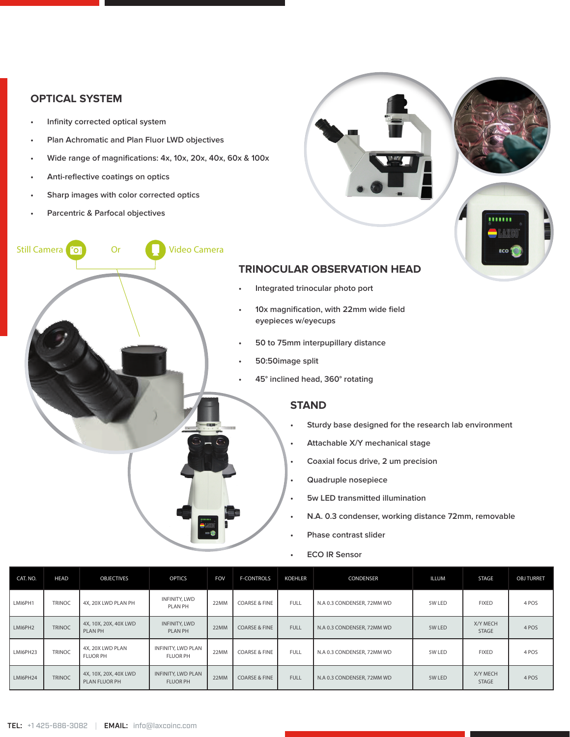## OPTICAL SYSTEM

- Infinity corrected optical system
- Plan Achromatic and Plan Fluor LWD objectives
- Wide range of magnifications: 4x, 10x, 20x, 40x, 60x & 100x
- Anti-reflective coatings on optics
- Sharp images with color corrected optics
- Parcentric & Parfocal objectives

Still Camera Or Video Camera

## TRINOCULAR OBSERVATION HEAD

- Integrated trinocular photo port
- 10x magnification, with 22mm wide field eyepieces w/eyecups
- 50 to 75mm interpupillary distance
- 50:50image split
- 45° inclined head, 360° rotating

## STAND

- Sturdy base designed for the research lab environment
- Attachable X/Y mechanical stage
- Coaxial focus drive, 2 um precision
- Quadruple nosepiece
- 5w LED transmitted illumination
- N.A. 0.3 condenser, working distance 72mm, removable
- Phase contrast slider
- ECO IR Sensor

| CAT. NO. | HEAD | OBJECTIVES | OPTICS | FOV | F-CONTROLS | KOEHLER | CONDENSER | ILLUM | STAGE | OBJ TURRET |
|---|---|---|---|---|---|---|---|---|---|---|
| LMI6PH1 | TRINOC | 4X, 20X LWD PLAN PH | INFINITY, LWD PLAN PH | 22MM | COARSE & FINE | FULL | N.A 0.3 CONDENSER, 72MM WD | 5W LED | FIXED | 4 POS |
| LMI6PH2 | TRINOC | 4X, 10X, 20X, 40X LWD PLAN PH | INFINITY, LWD PLAN PH | 22MM | COARSE & FINE | FULL | N.A 0.3 CONDENSER, 72MM WD | 5W LED | X/Y MECH STAGE | 4 POS |
| LMI6PH23 | TRINOC | 4X, 20X LWD PLAN FLUOR PH | INFINITY, LWD PLAN FLUOR PH | 22MM | COARSE & FINE | FULL | N.A 0.3 CONDENSER, 72MM WD | 5W LED | FIXED | 4 POS |
| LMI6PH24 | TRINOC | 4X, 10X, 20X, 40X LWD PLAN FLUOR PH | INFINITY, LWD PLAN FLUOR PH | 22MM | COARSE & FINE | FULL | N.A 0.3 CONDENSER, 72MM WD | 5W LED | X/Y MECH STAGE | 4 POS |

**TEL:** +1 425-686-3082 | **EMAIL:** info@laxcoinc.com